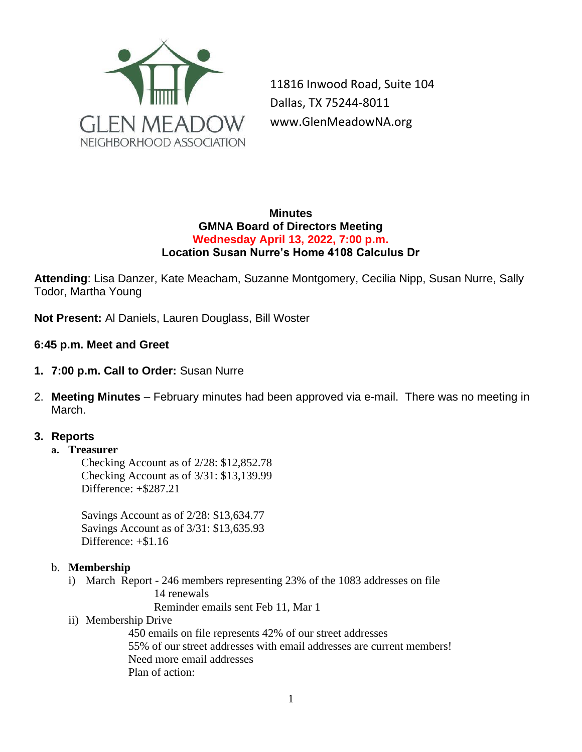GLEN MEADOW
NEIGHBORHOOD ASSOCIATION

11816 Inwood Road, Suite 104
Dallas, TX 75244-8011
www.GlenMeadowNA.org

**Minutes**
**GMNA Board of Directors Meeting**
**Wednesday April 13, 2022, 7:00 p.m.**
**Location Susan Nurre's Home 4108 Calculus Dr**

**Attending**: Lisa Danzer, Kate Meacham, Suzanne Montgomery, Cecilia Nipp, Susan Nurre, Sally Todor, Martha Young

**Not Present:** Al Daniels, Lauren Douglass, Bill Woster

**6:45 p.m. Meet and Greet**

1. **7:00 p.m. Call to Order:** Susan Nurre

2. **Meeting Minutes** – February minutes had been approved via e-mail. There was no meeting in March.

3. **Reports**

   a. **Treasurer**

      Checking Account as of 2/28: $12,852.78
      Checking Account as of 3/31: $13,139.99
      Difference: +$287.21

      Savings Account as of 2/28: $13,634.77
      Savings Account as of 3/31: $13,635.93
      Difference: +$1.16

   b. **Membership**

      i) March Report - 246 members representing 23% of the 1083 addresses on file
         14 renewals
         Reminder emails sent Feb 11, Mar 1

      ii) Membership Drive
         450 emails on file represents 42% of our street addresses
         55% of our street addresses with email addresses are current members!
         Need more email addresses
         Plan of action: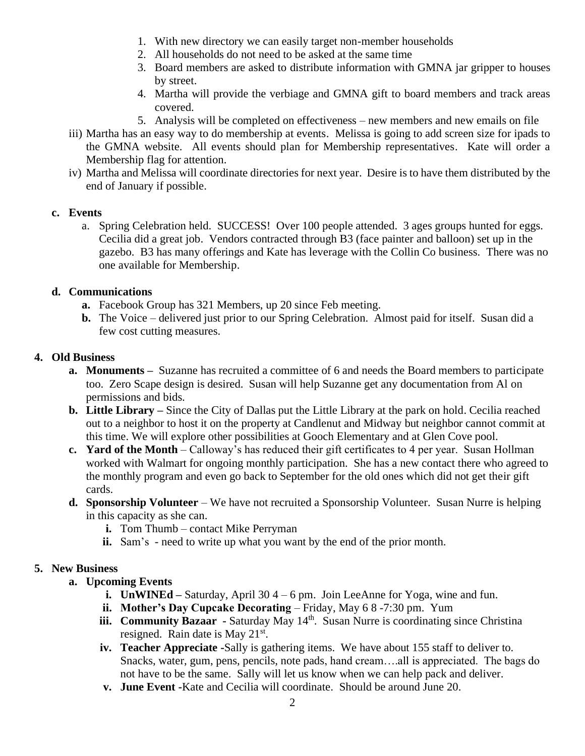1. With new directory we can easily target non-member households
2. All households do not need to be asked at the same time
3. Board members are asked to distribute information with GMNA jar gripper to houses by street.
4. Martha will provide the verbiage and GMNA gift to board members and track areas covered.
5. Analysis will be completed on effectiveness – new members and new emails on file

iii) Martha has an easy way to do membership at events. Melissa is going to add screen size for ipads to the GMNA website. All events should plan for Membership representatives. Kate will order a Membership flag for attention.

iv) Martha and Melissa will coordinate directories for next year. Desire is to have them distributed by the end of January if possible.

**c. Events**

a. Spring Celebration held. SUCCESS! Over 100 people attended. 3 ages groups hunted for eggs. Cecilia did a great job. Vendors contracted through B3 (face painter and balloon) set up in the gazebo. B3 has many offerings and Kate has leverage with the Collin Co business. There was no one available for Membership.

**d. Communications**

**a.** Facebook Group has 321 Members, up 20 since Feb meeting.

**b.** The Voice – delivered just prior to our Spring Celebration. Almost paid for itself. Susan did a few cost cutting measures.

**4. Old Business**

**a. Monuments –** Suzanne has recruited a committee of 6 and needs the Board members to participate too. Zero Scape design is desired. Susan will help Suzanne get any documentation from Al on permissions and bids.

**b. Little Library –** Since the City of Dallas put the Little Library at the park on hold. Cecilia reached out to a neighbor to host it on the property at Candlenut and Midway but neighbor cannot commit at this time. We will explore other possibilities at Gooch Elementary and at Glen Cove pool.

**c. Yard of the Month** – Calloway's has reduced their gift certificates to 4 per year. Susan Hollman worked with Walmart for ongoing monthly participation. She has a new contact there who agreed to the monthly program and even go back to September for the old ones which did not get their gift cards.

**d. Sponsorship Volunteer** – We have not recruited a Sponsorship Volunteer. Susan Nurre is helping in this capacity as she can.

**i.** Tom Thumb – contact Mike Perryman

**ii.** Sam's - need to write up what you want by the end of the prior month.

**5. New Business**

**a. Upcoming Events**

**i. UnWINEd –** Saturday, April 30 4 – 6 pm. Join LeeAnne for Yoga, wine and fun.

**ii. Mother's Day Cupcake Decorating** – Friday, May 6 8 -7:30 pm. Yum

**iii. Community Bazaar -** Saturday May 14th. Susan Nurre is coordinating since Christina resigned. Rain date is May 21st.

**iv. Teacher Appreciate -**Sally is gathering items. We have about 155 staff to deliver to. Snacks, water, gum, pens, pencils, note pads, hand cream….all is appreciated. The bags do not have to be the same. Sally will let us know when we can help pack and deliver.

**v. June Event -**Kate and Cecilia will coordinate. Should be around June 20.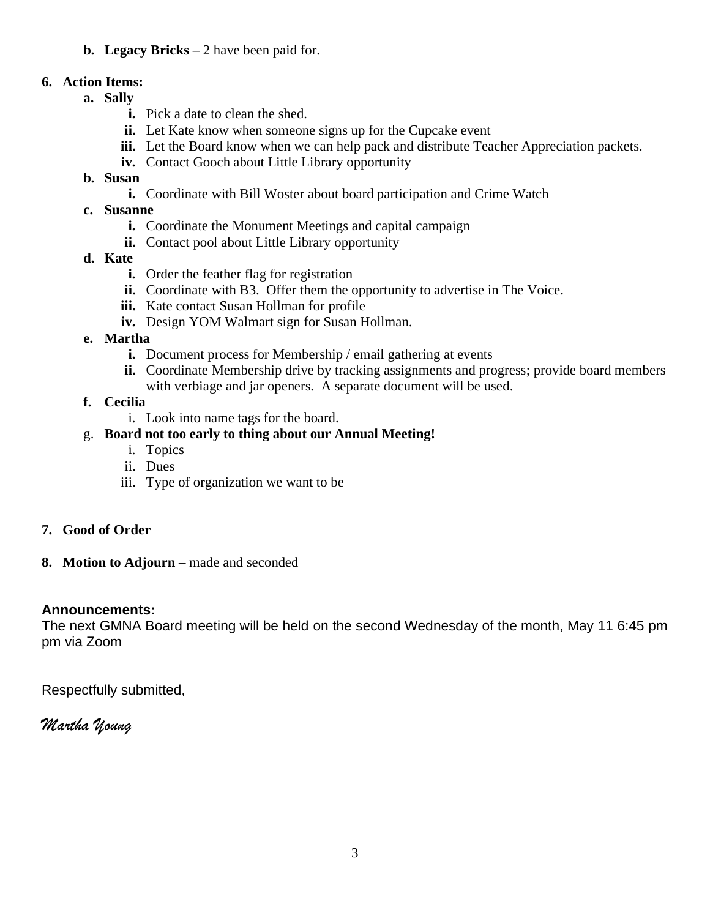b. **Legacy Bricks –** 2 have been paid for.

6. **Action Items:**
   a. **Sally**
      i. Pick a date to clean the shed.
      ii. Let Kate know when someone signs up for the Cupcake event
      iii. Let the Board know when we can help pack and distribute Teacher Appreciation packets.
      iv. Contact Gooch about Little Library opportunity
   b. **Susan**
      i. Coordinate with Bill Woster about board participation and Crime Watch
   c. **Susanne**
      i. Coordinate the Monument Meetings and capital campaign
      ii. Contact pool about Little Library opportunity
   d. **Kate**
      i. Order the feather flag for registration
      ii. Coordinate with B3. Offer them the opportunity to advertise in The Voice.
      iii. Kate contact Susan Hollman for profile
      iv. Design YOM Walmart sign for Susan Hollman.
   e. **Martha**
      i. Document process for Membership / email gathering at events
      ii. Coordinate Membership drive by tracking assignments and progress; provide board members with verbiage and jar openers. A separate document will be used.
   f. **Cecilia**
      i. Look into name tags for the board.
   g. **Board not too early to thing about our Annual Meeting!**
      i. Topics
      ii. Dues
      iii. Type of organization we want to be

7. **Good of Order**

8. **Motion to Adjourn –** made and seconded

**Announcements:**
The next GMNA Board meeting will be held on the second Wednesday of the month, May 11 6:45 pm pm via Zoom

Respectfully submitted,

*Martha Young*